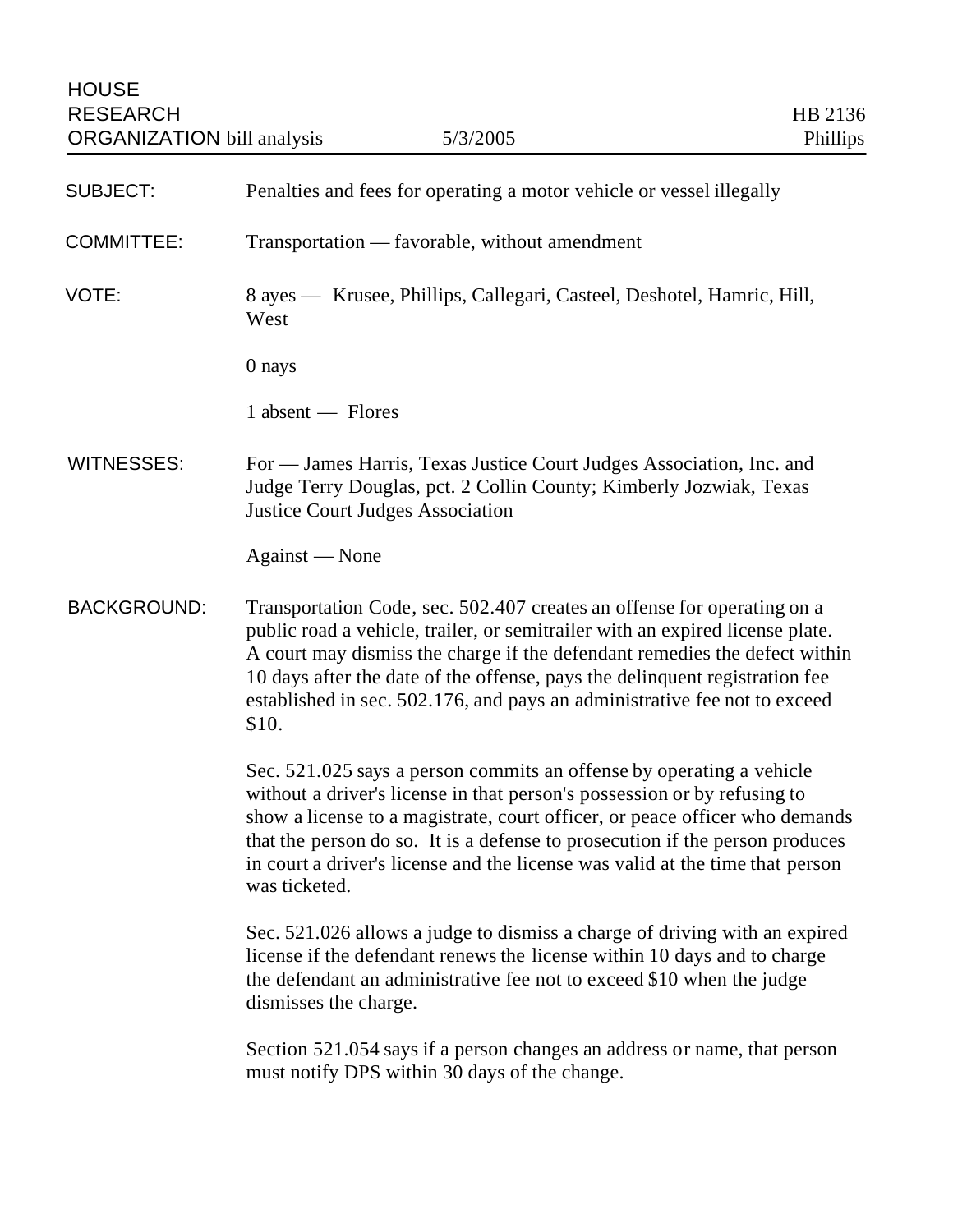HOUSE
RESEARCH
ORGANIZATION bill analysis

5/3/2005

HB 2136
Phillips

**SUBJECT:** Penalties and fees for operating a motor vehicle or vessel illegally

**COMMITTEE:** Transportation — favorable, without amendment

**VOTE:** 8 ayes — Krusee, Phillips, Callegari, Casteel, Deshotel, Hamric, Hill, West

0 nays

1 absent — Flores

**WITNESSES:** For — James Harris, Texas Justice Court Judges Association, Inc. and Judge Terry Douglas, pct. 2 Collin County; Kimberly Jozwiak, Texas Justice Court Judges Association

Against — None

**BACKGROUND:** Transportation Code, sec. 502.407 creates an offense for operating on a public road a vehicle, trailer, or semitrailer with an expired license plate. A court may dismiss the charge if the defendant remedies the defect within 10 days after the date of the offense, pays the delinquent registration fee established in sec. 502.176, and pays an administrative fee not to exceed $10.

Sec. 521.025 says a person commits an offense by operating a vehicle without a driver's license in that person's possession or by refusing to show a license to a magistrate, court officer, or peace officer who demands that the person do so. It is a defense to prosecution if the person produces in court a driver's license and the license was valid at the time that person was ticketed.

Sec. 521.026 allows a judge to dismiss a charge of driving with an expired license if the defendant renews the license within 10 days and to charge the defendant an administrative fee not to exceed $10 when the judge dismisses the charge.

Section 521.054 says if a person changes an address or name, that person must notify DPS within 30 days of the change.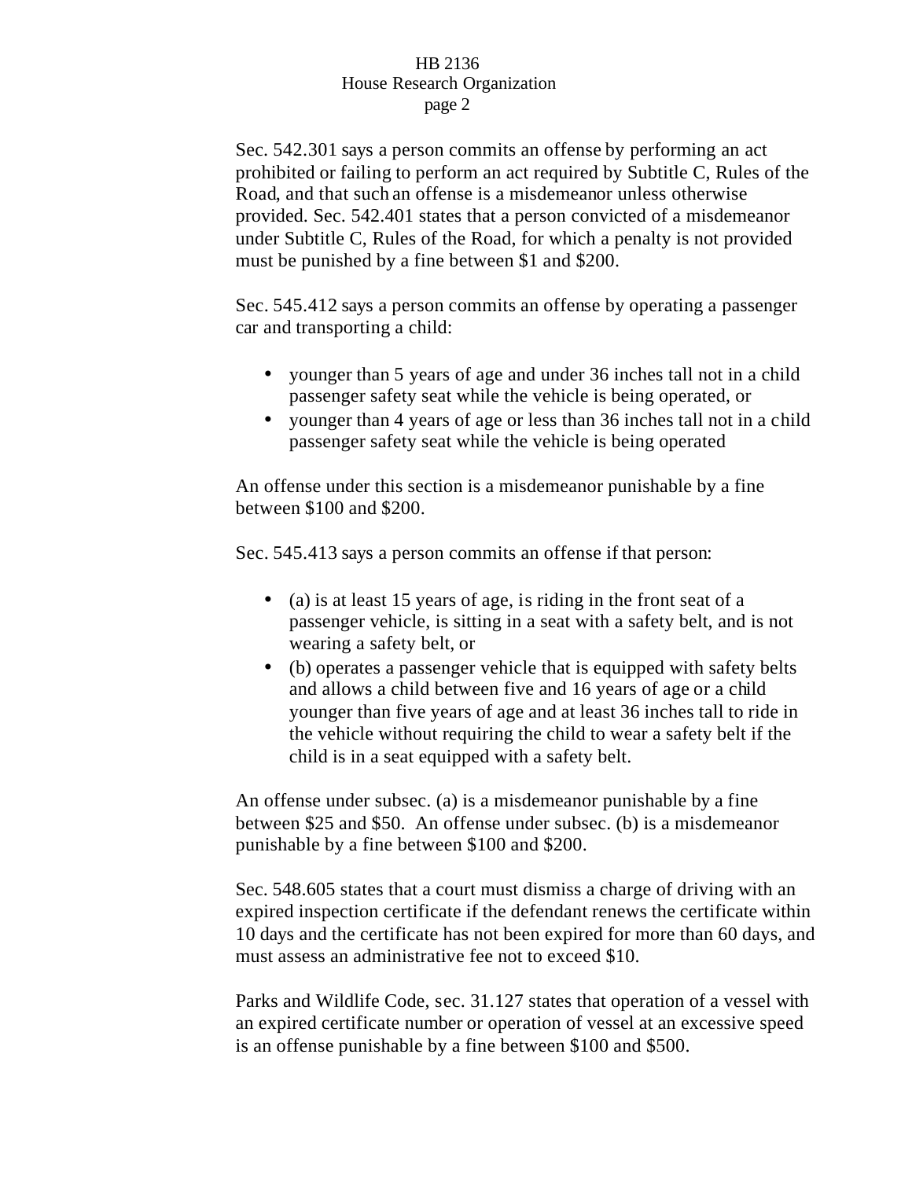Sec. 542.301 says a person commits an offense by performing an act prohibited or failing to perform an act required by Subtitle C, Rules of the Road, and that such an offense is a misdemeanor unless otherwise provided. Sec. 542.401 states that a person convicted of a misdemeanor under Subtitle C, Rules of the Road, for which a penalty is not provided must be punished by a fine between $1 and $200.

Sec. 545.412 says a person commits an offense by operating a passenger car and transporting a child:

- younger than 5 years of age and under 36 inches tall not in a child passenger safety seat while the vehicle is being operated, or
- younger than 4 years of age or less than 36 inches tall not in a child passenger safety seat while the vehicle is being operated

An offense under this section is a misdemeanor punishable by a fine between $100 and $200.

Sec. 545.413 says a person commits an offense if that person:

- (a) is at least 15 years of age, is riding in the front seat of a passenger vehicle, is sitting in a seat with a safety belt, and is not wearing a safety belt, or
- (b) operates a passenger vehicle that is equipped with safety belts and allows a child between five and 16 years of age or a child younger than five years of age and at least 36 inches tall to ride in the vehicle without requiring the child to wear a safety belt if the child is in a seat equipped with a safety belt.

An offense under subsec. (a) is a misdemeanor punishable by a fine between $25 and $50. An offense under subsec. (b) is a misdemeanor punishable by a fine between $100 and $200.

Sec. 548.605 states that a court must dismiss a charge of driving with an expired inspection certificate if the defendant renews the certificate within 10 days and the certificate has not been expired for more than 60 days, and must assess an administrative fee not to exceed $10.

Parks and Wildlife Code, sec. 31.127 states that operation of a vessel with an expired certificate number or operation of vessel at an excessive speed is an offense punishable by a fine between $100 and $500.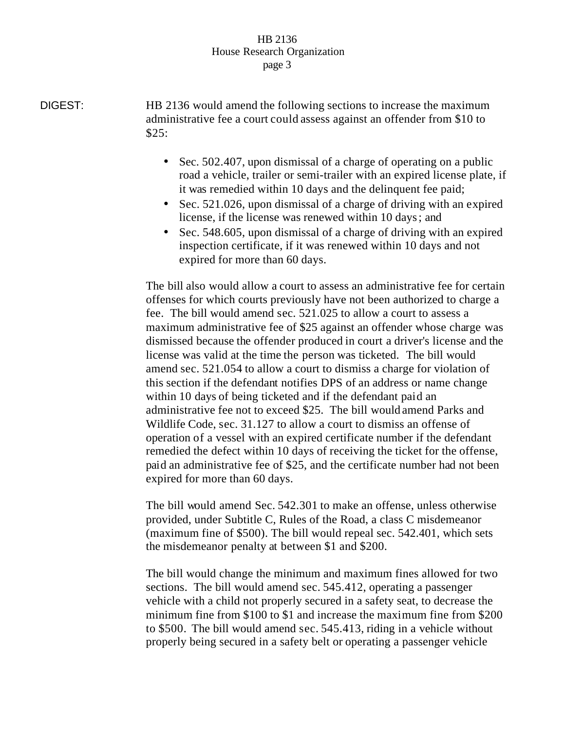DIGEST: HB 2136 would amend the following sections to increase the maximum administrative fee a court could assess against an offender from $10 to $25:

- Sec. 502.407, upon dismissal of a charge of operating on a public road a vehicle, trailer or semi-trailer with an expired license plate, if it was remedied within 10 days and the delinquent fee paid;
- Sec. 521.026, upon dismissal of a charge of driving with an expired license, if the license was renewed within 10 days; and
- Sec. 548.605, upon dismissal of a charge of driving with an expired inspection certificate, if it was renewed within 10 days and not expired for more than 60 days.

The bill also would allow a court to assess an administrative fee for certain offenses for which courts previously have not been authorized to charge a fee. The bill would amend sec. 521.025 to allow a court to assess a maximum administrative fee of $25 against an offender whose charge was dismissed because the offender produced in court a driver's license and the license was valid at the time the person was ticketed. The bill would amend sec. 521.054 to allow a court to dismiss a charge for violation of this section if the defendant notifies DPS of an address or name change within 10 days of being ticketed and if the defendant paid an administrative fee not to exceed $25. The bill would amend Parks and Wildlife Code, sec. 31.127 to allow a court to dismiss an offense of operation of a vessel with an expired certificate number if the defendant remedied the defect within 10 days of receiving the ticket for the offense, paid an administrative fee of $25, and the certificate number had not been expired for more than 60 days.

The bill would amend Sec. 542.301 to make an offense, unless otherwise provided, under Subtitle C, Rules of the Road, a class C misdemeanor (maximum fine of $500). The bill would repeal sec. 542.401, which sets the misdemeanor penalty at between $1 and $200.

The bill would change the minimum and maximum fines allowed for two sections. The bill would amend sec. 545.412, operating a passenger vehicle with a child not properly secured in a safety seat, to decrease the minimum fine from $100 to $1 and increase the maximum fine from $200 to $500. The bill would amend sec. 545.413, riding in a vehicle without properly being secured in a safety belt or operating a passenger vehicle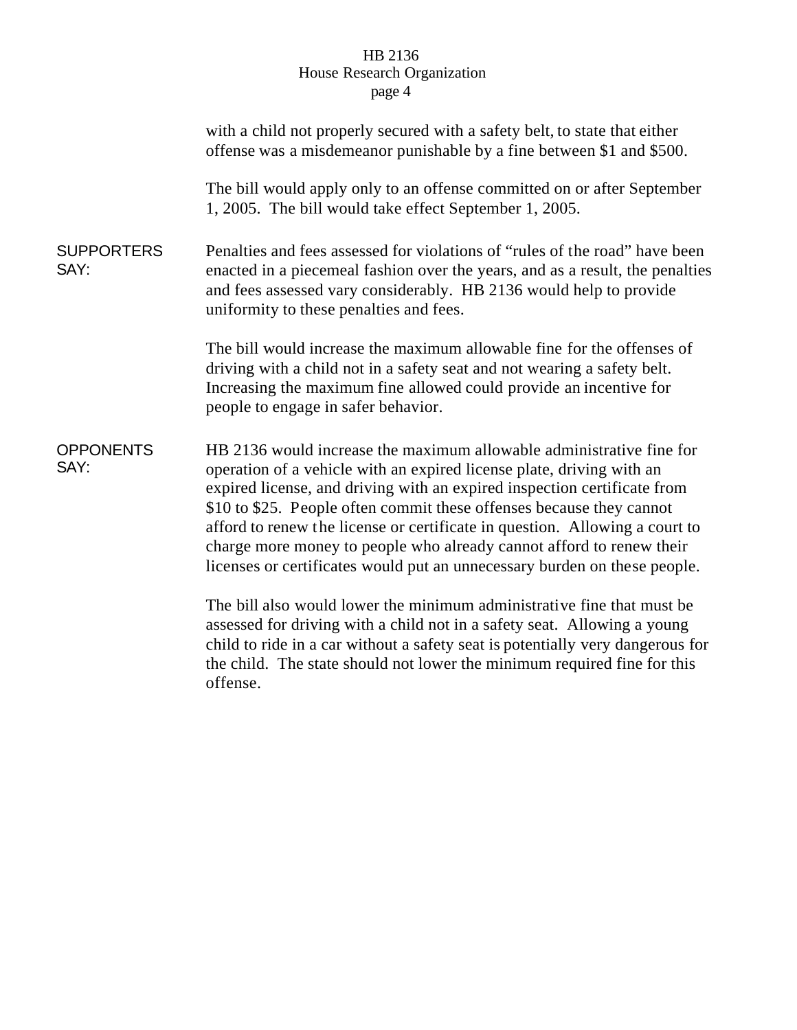with a child not properly secured with a safety belt, to state that either offense was a misdemeanor punishable by a fine between $1 and $500.

The bill would apply only to an offense committed on or after September 1, 2005. The bill would take effect September 1, 2005.

**SUPPORTERS SAY:**

Penalties and fees assessed for violations of "rules of the road" have been enacted in a piecemeal fashion over the years, and as a result, the penalties and fees assessed vary considerably. HB 2136 would help to provide uniformity to these penalties and fees.

The bill would increase the maximum allowable fine for the offenses of driving with a child not in a safety seat and not wearing a safety belt. Increasing the maximum fine allowed could provide an incentive for people to engage in safer behavior.

**OPPONENTS SAY:**

HB 2136 would increase the maximum allowable administrative fine for operation of a vehicle with an expired license plate, driving with an expired license, and driving with an expired inspection certificate from $10 to $25. People often commit these offenses because they cannot afford to renew the license or certificate in question. Allowing a court to charge more money to people who already cannot afford to renew their licenses or certificates would put an unnecessary burden on these people.

The bill also would lower the minimum administrative fine that must be assessed for driving with a child not in a safety seat. Allowing a young child to ride in a car without a safety seat is potentially very dangerous for the child. The state should not lower the minimum required fine for this offense.